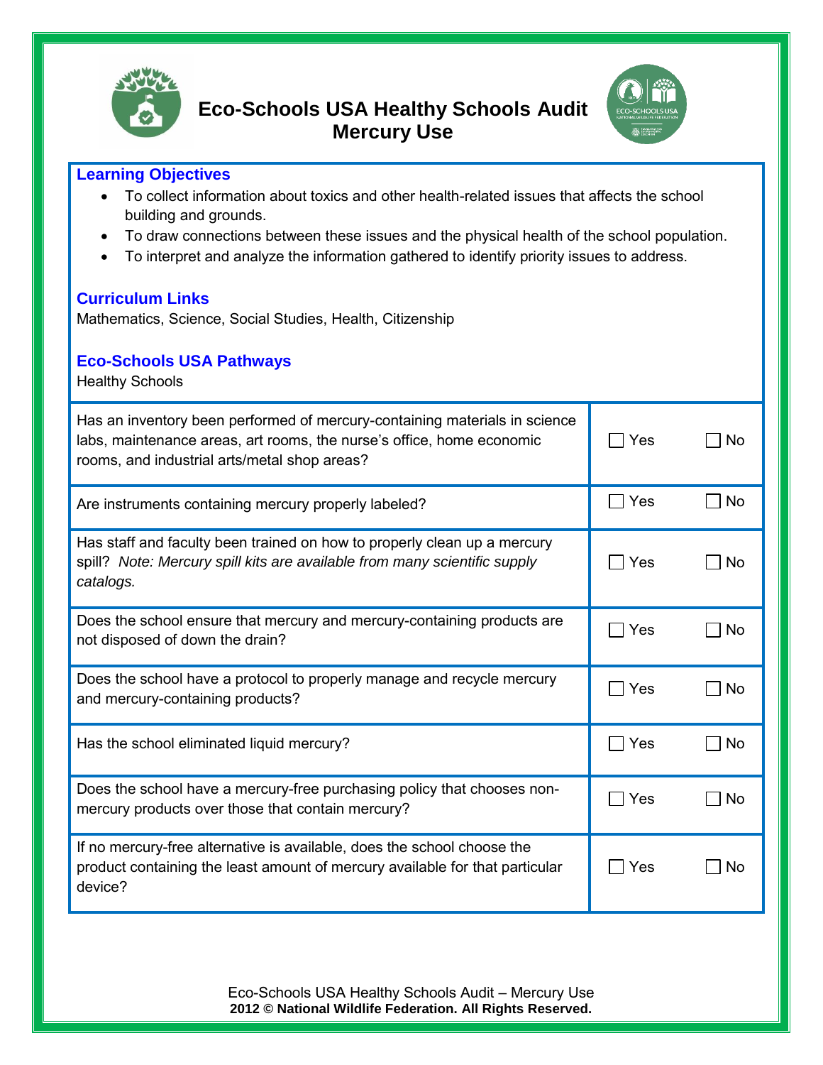# Eco-Schools USA Healthy Schools Audit
## Mercury Use

### Learning Objectives

- To collect information about toxics and other health-related issues that affects the school building and grounds.
- To draw connections between these issues and the physical health of the school population.
- To interpret and analyze the information gathered to identify priority issues to address.

### Curriculum Links

Mathematics, Science, Social Studies, Health, Citizenship

### Eco-Schools USA Pathways

Healthy Schools

| | | |
|---|---|---|
| Has an inventory been performed of mercury-containing materials in science labs, maintenance areas, art rooms, the nurse's office, home economic rooms, and industrial arts/metal shop areas? | ☐ Yes | ☐ No |
| Are instruments containing mercury properly labeled? | ☐ Yes | ☐ No |
| Has staff and faculty been trained on how to properly clean up a mercury spill? *Note: Mercury spill kits are available from many scientific supply catalogs.* | ☐ Yes | ☐ No |
| Does the school ensure that mercury and mercury-containing products are not disposed of down the drain? | ☐ Yes | ☐ No |
| Does the school have a protocol to properly manage and recycle mercury and mercury-containing products? | ☐ Yes | ☐ No |
| Has the school eliminated liquid mercury? | ☐ Yes | ☐ No |
| Does the school have a mercury-free purchasing policy that chooses non-mercury products over those that contain mercury? | ☐ Yes | ☐ No |
| If no mercury-free alternative is available, does the school choose the product containing the least amount of mercury available for that particular device? | ☐ Yes | ☐ No |

Eco-Schools USA Healthy Schools Audit – Mercury Use
**2012 © National Wildlife Federation. All Rights Reserved.**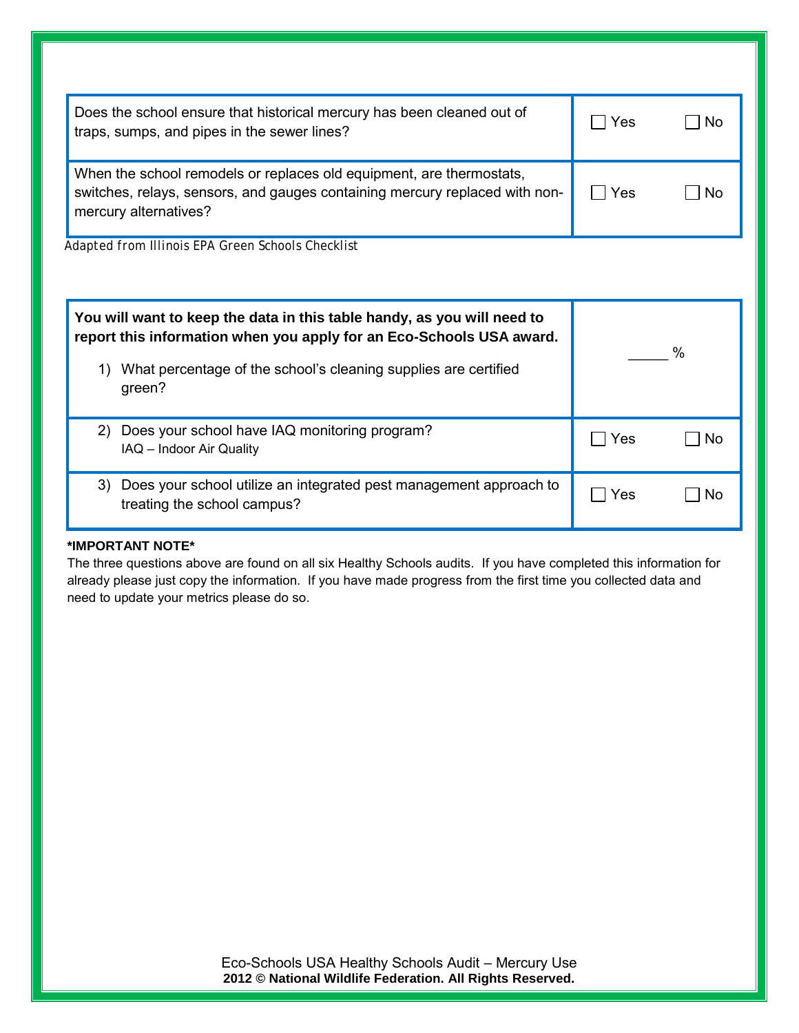| | |
|---|---|
| Does the school ensure that historical mercury has been cleaned out of traps, sumps, and pipes in the sewer lines? | ☐ Yes ☐ No |
| When the school remodels or replaces old equipment, are thermostats, switches, relays, sensors, and gauges containing mercury replaced with non-mercury alternatives? | ☐ Yes ☐ No |

*Adapted from Illinois EPA Green Schools Checklist*

| | |
|---|---|
| **You will want to keep the data in this table handy, as you will need to report this information when you apply for an Eco-Schools USA award.**<br><br>1) What percentage of the school's cleaning supplies are certified green? | _____ % |
| 2) Does your school have IAQ monitoring program?<br>IAQ – Indoor Air Quality | ☐ Yes ☐ No |
| 3) Does your school utilize an integrated pest management approach to treating the school campus? | ☐ Yes ☐ No |

**\*IMPORTANT NOTE\***

The three questions above are found on all six Healthy Schools audits. If you have completed this information for already please just copy the information. If you have made progress from the first time you collected data and need to update your metrics please do so.